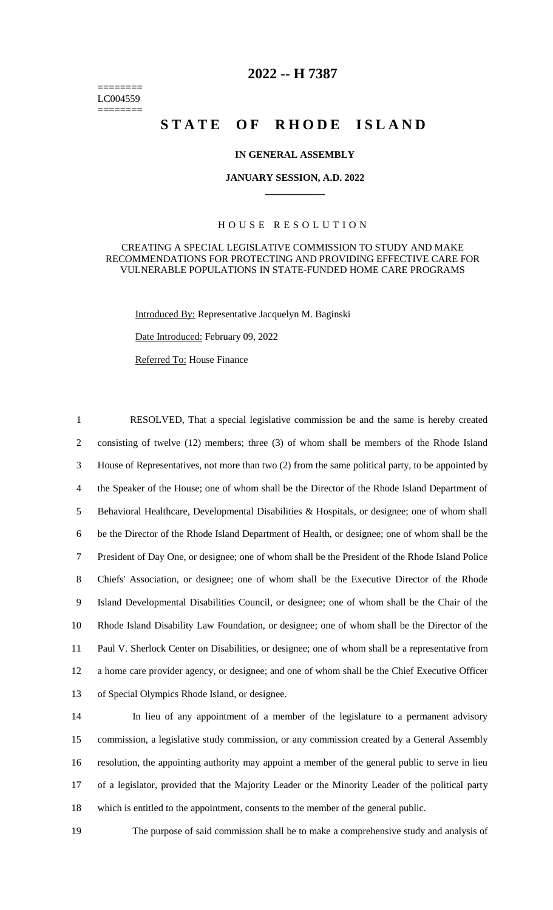========
LC004559
========

# 2022 -- H 7387

# STATE OF RHODE ISLAND

**IN GENERAL ASSEMBLY**

**JANUARY SESSION, A.D. 2022**

HOUSE RESOLUTION

CREATING A SPECIAL LEGISLATIVE COMMISSION TO STUDY AND MAKE RECOMMENDATIONS FOR PROTECTING AND PROVIDING EFFECTIVE CARE FOR VULNERABLE POPULATIONS IN STATE-FUNDED HOME CARE PROGRAMS

Introduced By: Representative Jacquelyn M. Baginski

Date Introduced: February 09, 2022

Referred To: House Finance

1 RESOLVED, That a special legislative commission be and the same is hereby created
2 consisting of twelve (12) members; three (3) of whom shall be members of the Rhode Island
3 House of Representatives, not more than two (2) from the same political party, to be appointed by
4 the Speaker of the House; one of whom shall be the Director of the Rhode Island Department of
5 Behavioral Healthcare, Developmental Disabilities & Hospitals, or designee; one of whom shall
6 be the Director of the Rhode Island Department of Health, or designee; one of whom shall be the
7 President of Day One, or designee; one of whom shall be the President of the Rhode Island Police
8 Chiefs' Association, or designee; one of whom shall be the Executive Director of the Rhode
9 Island Developmental Disabilities Council, or designee; one of whom shall be the Chair of the
10 Rhode Island Disability Law Foundation, or designee; one of whom shall be the Director of the
11 Paul V. Sherlock Center on Disabilities, or designee; one of whom shall be a representative from
12 a home care provider agency, or designee; and one of whom shall be the Chief Executive Officer
13 of Special Olympics Rhode Island, or designee.

14 In lieu of any appointment of a member of the legislature to a permanent advisory
15 commission, a legislative study commission, or any commission created by a General Assembly
16 resolution, the appointing authority may appoint a member of the general public to serve in lieu
17 of a legislator, provided that the Majority Leader or the Minority Leader of the political party
18 which is entitled to the appointment, consents to the member of the general public.

19 The purpose of said commission shall be to make a comprehensive study and analysis of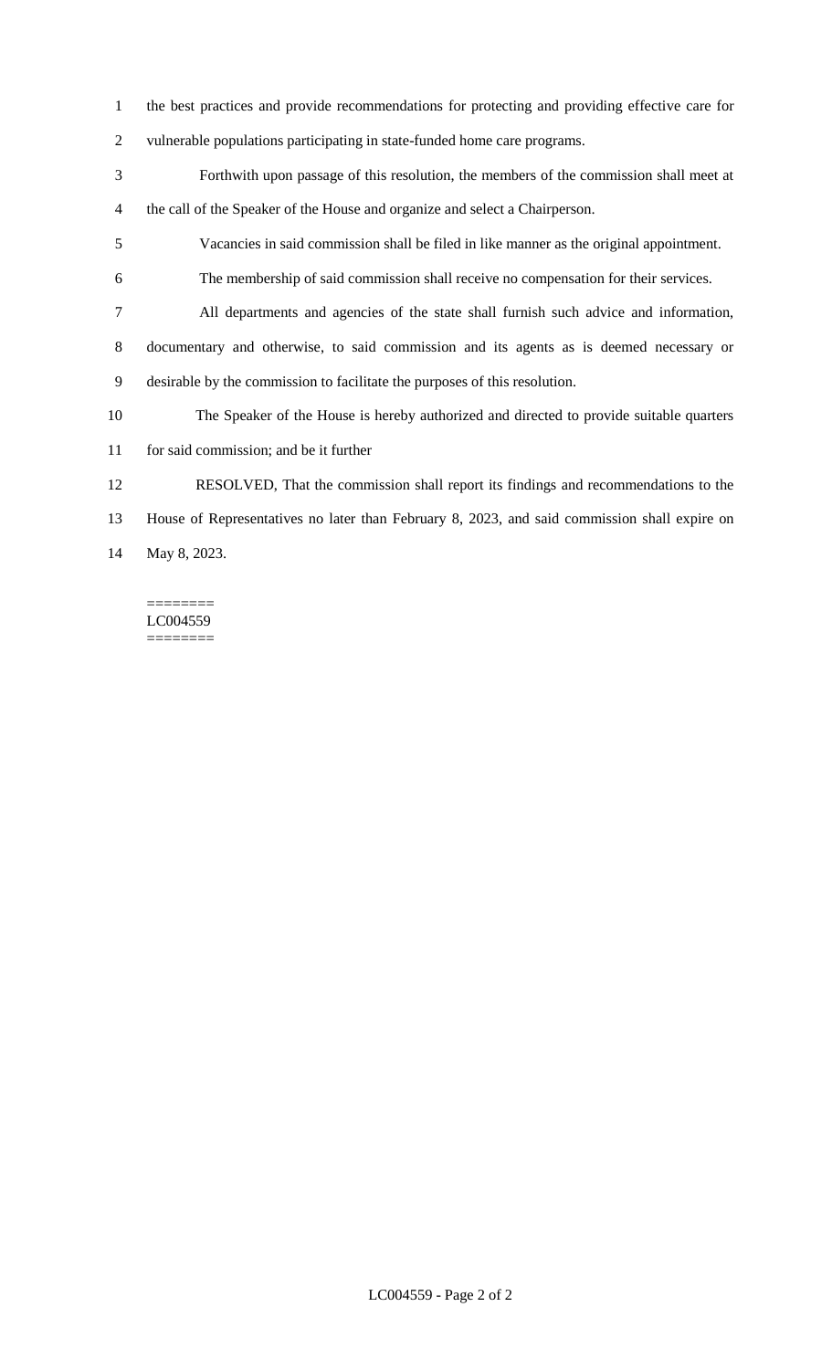the best practices and provide recommendations for protecting and providing effective care for vulnerable populations participating in state-funded home care programs.

Forthwith upon passage of this resolution, the members of the commission shall meet at the call of the Speaker of the House and organize and select a Chairperson.

Vacancies in said commission shall be filed in like manner as the original appointment.

The membership of said commission shall receive no compensation for their services.

All departments and agencies of the state shall furnish such advice and information, documentary and otherwise, to said commission and its agents as is deemed necessary or desirable by the commission to facilitate the purposes of this resolution.

The Speaker of the House is hereby authorized and directed to provide suitable quarters for said commission; and be it further

RESOLVED, That the commission shall report its findings and recommendations to the House of Representatives no later than February 8, 2023, and said commission shall expire on May 8, 2023.

========
LC004559
========